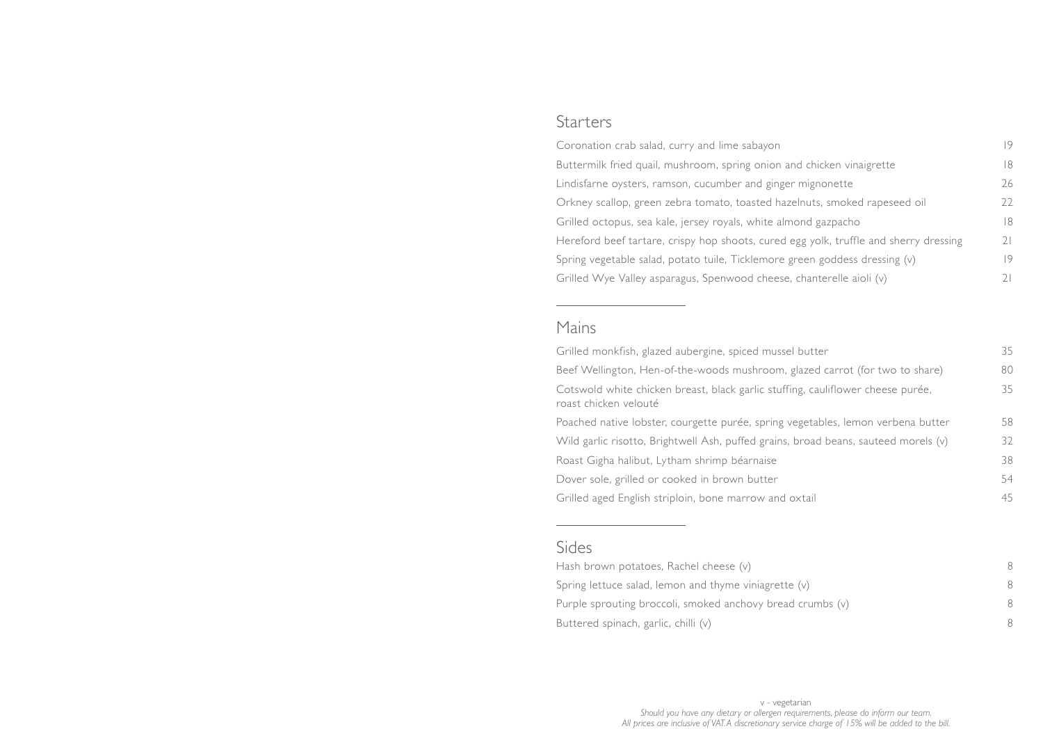## Starters

| | |
|---|---|
| Coronation crab salad, curry and lime sabayon | 19 |
| Buttermilk fried quail, mushroom, spring onion and chicken vinaigrette | 18 |
| Lindisfarne oysters, ramson, cucumber and ginger mignonette | 26 |
| Orkney scallop, green zebra tomato, toasted hazelnuts, smoked rapeseed oil | 22 |
| Grilled octopus, sea kale, jersey royals, white almond gazpacho | 18 |
| Hereford beef tartare, crispy hop shoots, cured egg yolk, truffle and sherry dressing | 21 |
| Spring vegetable salad, potato tuile, Ticklemore green goddess dressing (v) | 19 |
| Grilled Wye Valley asparagus, Spenwood cheese, chanterelle aioli (v) | 21 |

## Mains

| | |
|---|---|
| Grilled monkfish, glazed aubergine, spiced mussel butter | 35 |
| Beef Wellington, Hen-of-the-woods mushroom, glazed carrot (for two to share) | 80 |
| Cotswold white chicken breast, black garlic stuffing, cauliflower cheese purée, roast chicken velouté | 35 |
| Poached native lobster, courgette purée, spring vegetables, lemon verbena butter | 58 |
| Wild garlic risotto, Brightwell Ash, puffed grains, broad beans, sauteed morels (v) | 32 |
| Roast Gigha halibut, Lytham shrimp béarnaise | 38 |
| Dover sole, grilled or cooked in brown butter | 54 |
| Grilled aged English striploin, bone marrow and oxtail | 45 |

## Sides

| | |
|---|---|
| Hash brown potatoes, Rachel cheese (v) | 8 |
| Spring lettuce salad, lemon and thyme viniagrette (v) | 8 |
| Purple sprouting broccoli, smoked anchovy bread crumbs (v) | 8 |
| Buttered spinach, garlic, chilli (v) | 8 |

v - vegetarian

*Should you have any dietary or allergen requirements, please do inform our team.*
*All prices are inclusive of VAT. A discretionary service charge of 15% will be added to the bill.*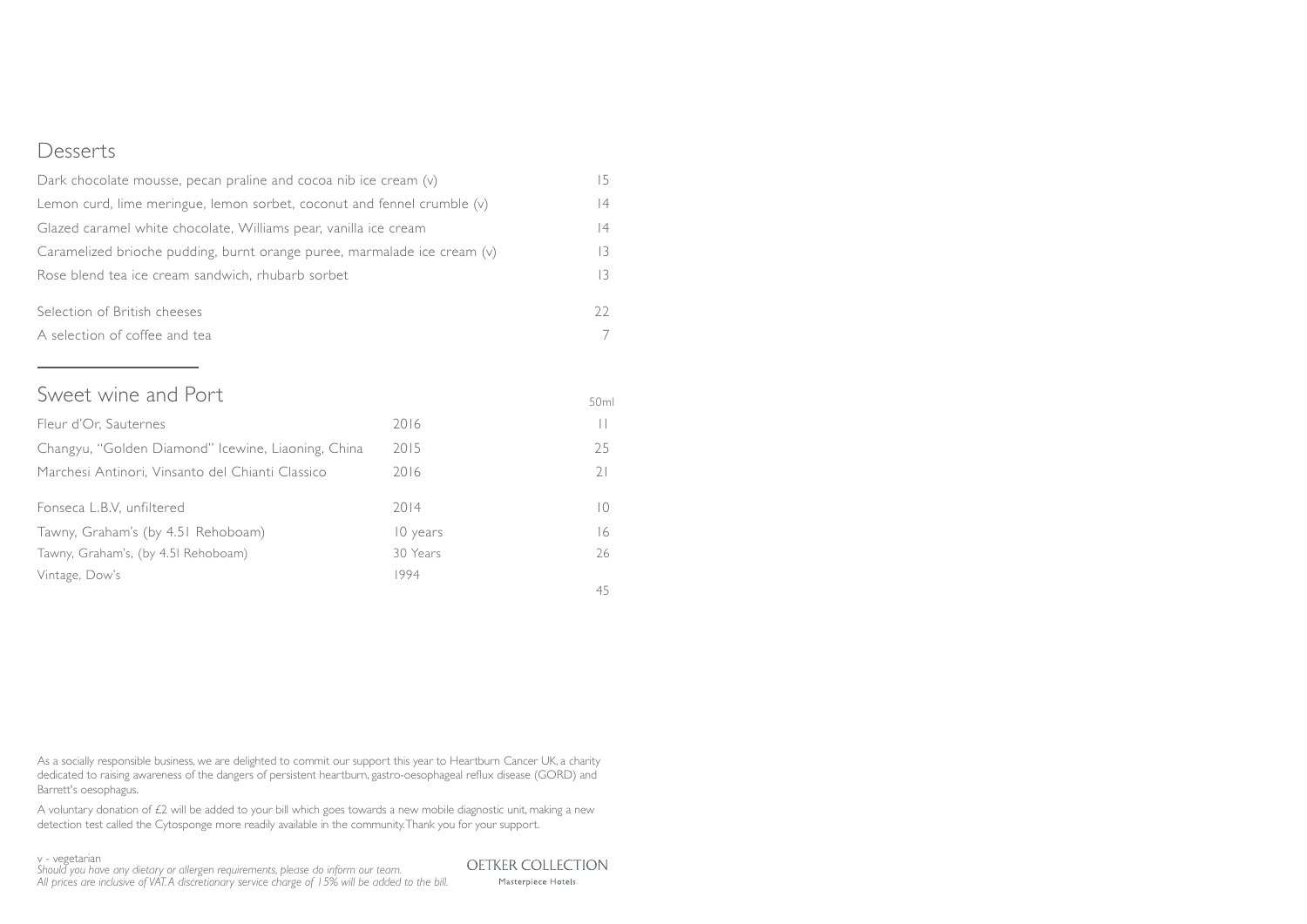## Desserts

| | |
|---|---|
| Dark chocolate mousse, pecan praline and cocoa nib ice cream (v) | 15 |
| Lemon curd, lime meringue, lemon sorbet, coconut and fennel crumble (v) | 14 |
| Glazed caramel white chocolate, Williams pear, vanilla ice cream | 14 |
| Caramelized brioche pudding, burnt orange puree, marmalade ice cream (v) | 13 |
| Rose blend tea ice cream sandwich, rhubarb sorbet | 13 |
| Selection of British cheeses | 22 |
| A selection of coffee and tea | 7 |

## Sweet wine and Port

| | | 50ml |
|---|---|---|
| Fleur d'Or, Sauternes | 2016 | 11 |
| Changyu, "Golden Diamond" Icewine, Liaoning, China | 2015 | 25 |
| Marchesi Antinori, Vinsanto del Chianti Classico | 2016 | 21 |
| Fonseca L.B.V, unfiltered | 2014 | 10 |
| Tawny, Graham's (by 4.5l Rehoboam) | 10 years | 16 |
| Tawny, Graham's, (by 4.5l Rehoboam) | 30 Years | 26 |
| Vintage, Dow's | 1994 | 45 |

As a socially responsible business, we are delighted to commit our support this year to Heartburn Cancer UK, a charity dedicated to raising awareness of the dangers of persistent heartburn, gastro-oesophageal reflux disease (GORD) and Barrett's oesophagus.

A voluntary donation of £2 will be added to your bill which goes towards a new mobile diagnostic unit, making a new detection test called the Cytosponge more readily available in the community. Thank you for your support.

v - vegetarian
*Should you have any dietary or allergen requirements, please do inform our team.*
*All prices are inclusive of VAT. A discretionary service charge of 15% will be added to the bill.*

OETKER COLLECTION
Masterpiece Hotels